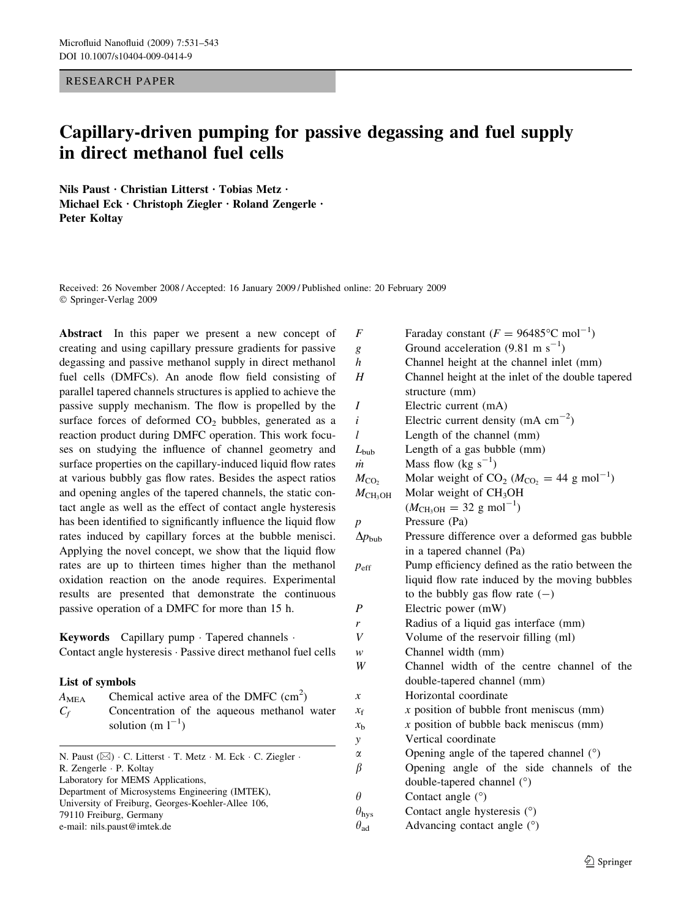RESEARCH PAPER

# Capillary-driven pumping for passive degassing and fuel supply in direct methanol fuel cells

**Nils Paust · Christian Litterst · Tobias Metz · Michael Eck · Christoph Ziegler · Roland Zengerle · Peter Koltay**

Received: 26 November 2008 / Accepted: 16 January 2009 / Published online: 20 February 2009
© Springer-Verlag 2009

**Abstract** In this paper we present a new concept of creating and using capillary pressure gradients for passive degassing and passive methanol supply in direct methanol fuel cells (DMFCs). An anode flow field consisting of parallel tapered channels structures is applied to achieve the passive supply mechanism. The flow is propelled by the surface forces of deformed $CO_2$ bubbles, generated as a reaction product during DMFC operation. This work focuses on studying the influence of channel geometry and surface properties on the capillary-induced liquid flow rates at various bubbly gas flow rates. Besides the aspect ratios and opening angles of the tapered channels, the static contact angle as well as the effect of contact angle hysteresis has been identified to significantly influence the liquid flow rates induced by capillary forces at the bubble menisci. Applying the novel concept, we show that the liquid flow rates are up to thirteen times higher than the methanol oxidation reaction on the anode requires. Experimental results are presented that demonstrate the continuous passive operation of a DMFC for more than 15 h.

**Keywords** Capillary pump · Tapered channels · Contact angle hysteresis · Passive direct methanol fuel cells

### List of symbols

| | |
|---|---|
| $A_{MEA}$ | Chemical active area of the DMFC ($cm^2$) |
| $C_f$ | Concentration of the aqueous methanol water solution ($m\ l^{-1}$) |
| $F$ | Faraday constant ($F = 96485°C\ mol^{-1}$) |
| $g$ | Ground acceleration ($9.81\ m\ s^{-1}$) |
| $h$ | Channel height at the channel inlet (mm) |
| $H$ | Channel height at the inlet of the double tapered structure (mm) |
| $I$ | Electric current (mA) |
| $i$ | Electric current density ($mA\ cm^{-2}$) |
| $l$ | Length of the channel (mm) |
| $L_{bub}$ | Length of a gas bubble (mm) |
| $\dot{m}$ | Mass flow ($kg\ s^{-1}$) |
| $M_{CO_2}$ | Molar weight of $CO_2$ ($M_{CO_2} = 44\ g\ mol^{-1}$) |
| $M_{CH_3OH}$ | Molar weight of $CH_3OH$ ($M_{CH_3OH} = 32\ g\ mol^{-1}$) |
| $p$ | Pressure (Pa) |
| $\Delta p_{bub}$ | Pressure difference over a deformed gas bubble in a tapered channel (Pa) |
| $p_{eff}$ | Pump efficiency defined as the ratio between the liquid flow rate induced by the moving bubbles to the bubbly gas flow rate (−) |
| $P$ | Electric power (mW) |
| $r$ | Radius of a liquid gas interface (mm) |
| $V$ | Volume of the reservoir filling (ml) |
| $w$ | Channel width (mm) |
| $W$ | Channel width of the centre channel of the double-tapered channel (mm) |
| $x$ | Horizontal coordinate |
| $x_f$ | $x$ position of bubble front meniscus (mm) |
| $x_b$ | $x$ position of bubble back meniscus (mm) |
| $y$ | Vertical coordinate |
| $\alpha$ | Opening angle of the tapered channel (°) |
| $\beta$ | Opening angle of the side channels of the double-tapered channel (°) |
| $\theta$ | Contact angle (°) |
| $\theta_{hys}$ | Contact angle hysteresis (°) |
| $\theta_{ad}$ | Advancing contact angle (°) |

N. Paust (✉) · C. Litterst · T. Metz · M. Eck · C. Ziegler · R. Zengerle · P. Koltay
Laboratory for MEMS Applications,
Department of Microsystems Engineering (IMTEK),
University of Freiburg, Georges-Koehler-Allee 106,
79110 Freiburg, Germany
e-mail: nils.paust@imtek.de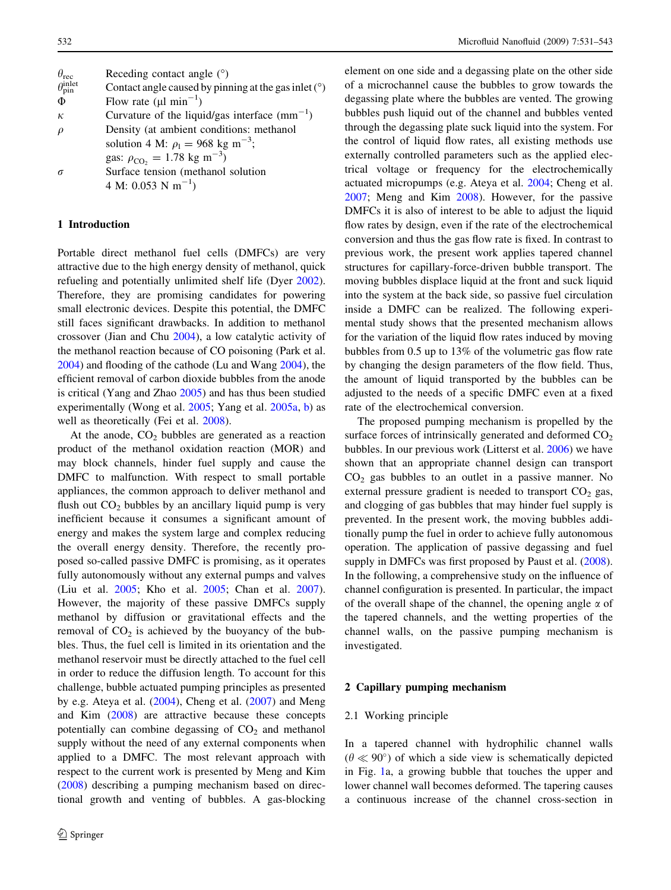| | |
|---|---|
| $\theta_{rec}$ | Receding contact angle (°) |
| $\theta_{pin}^{inlet}$ | Contact angle caused by pinning at the gas inlet (°) |
| $\Phi$ | Flow rate (μl min$^{-1}$) |
| $\kappa$ | Curvature of the liquid/gas interface (mm$^{-1}$) |
| $\rho$ | Density (at ambient conditions: methanol solution 4 M: $\rho_l = 968$ kg m$^{-3}$; gas: $\rho_{CO_2} = 1.78$ kg m$^{-3}$) |
| $\sigma$ | Surface tension (methanol solution 4 M: 0.053 N m$^{-1}$) |

## 1 Introduction

Portable direct methanol fuel cells (DMFCs) are very attractive due to the high energy density of methanol, quick refueling and potentially unlimited shelf life (Dyer 2002). Therefore, they are promising candidates for powering small electronic devices. Despite this potential, the DMFC still faces significant drawbacks. In addition to methanol crossover (Jian and Chu 2004), a low catalytic activity of the methanol reaction because of CO poisoning (Park et al. 2004) and flooding of the cathode (Lu and Wang 2004), the efficient removal of carbon dioxide bubbles from the anode is critical (Yang and Zhao 2005) and has thus been studied experimentally (Wong et al. 2005; Yang et al. 2005a, b) as well as theoretically (Fei et al. 2008).

At the anode, $CO_2$ bubbles are generated as a reaction product of the methanol oxidation reaction (MOR) and may block channels, hinder fuel supply and cause the DMFC to malfunction. With respect to small portable appliances, the common approach to deliver methanol and flush out $CO_2$ bubbles by an ancillary liquid pump is very inefficient because it consumes a significant amount of energy and makes the system large and complex reducing the overall energy density. Therefore, the recently proposed so-called passive DMFC is promising, as it operates fully autonomously without any external pumps and valves (Liu et al. 2005; Kho et al. 2005; Chan et al. 2007). However, the majority of these passive DMFCs supply methanol by diffusion or gravitational effects and the removal of $CO_2$ is achieved by the buoyancy of the bubbles. Thus, the fuel cell is limited in its orientation and the methanol reservoir must be directly attached to the fuel cell in order to reduce the diffusion length. To account for this challenge, bubble actuated pumping principles as presented by e.g. Ateya et al. (2004), Cheng et al. (2007) and Meng and Kim (2008) are attractive because these concepts potentially can combine degassing of $CO_2$ and methanol supply without the need of any external components when applied to a DMFC. The most relevant approach with respect to the current work is presented by Meng and Kim (2008) describing a pumping mechanism based on directional growth and venting of bubbles. A gas-blocking element on one side and a degassing plate on the other side of a microchannel cause the bubbles to grow towards the degassing plate where the bubbles are vented. The growing bubbles push liquid out of the channel and bubbles vented through the degassing plate suck liquid into the system. For the control of liquid flow rates, all existing methods use externally controlled parameters such as the applied electrical voltage or frequency for the electrochemically actuated micropumps (e.g. Ateya et al. 2004; Cheng et al. 2007; Meng and Kim 2008). However, for the passive DMFCs it is also of interest to be able to adjust the liquid flow rates by design, even if the rate of the electrochemical conversion and thus the gas flow rate is fixed. In contrast to previous work, the present work applies tapered channel structures for capillary-force-driven bubble transport. The moving bubbles displace liquid at the front and suck liquid into the system at the back side, so passive fuel circulation inside a DMFC can be realized. The following experimental study shows that the presented mechanism allows for the variation of the liquid flow rates induced by moving bubbles from 0.5 up to 13% of the volumetric gas flow rate by changing the design parameters of the flow field. Thus, the amount of liquid transported by the bubbles can be adjusted to the needs of a specific DMFC even at a fixed rate of the electrochemical conversion.

The proposed pumping mechanism is propelled by the surface forces of intrinsically generated and deformed $CO_2$ bubbles. In our previous work (Litterst et al. 2006) we have shown that an appropriate channel design can transport $CO_2$ gas bubbles to an outlet in a passive manner. No external pressure gradient is needed to transport $CO_2$ gas, and clogging of gas bubbles that may hinder fuel supply is prevented. In the present work, the moving bubbles additionally pump the fuel in order to achieve fully autonomous operation. The application of passive degassing and fuel supply in DMFCs was first proposed by Paust et al. (2008). In the following, a comprehensive study on the influence of channel configuration is presented. In particular, the impact of the overall shape of the channel, the opening angle $\alpha$ of the tapered channels, and the wetting properties of the channel walls, on the passive pumping mechanism is investigated.

## 2 Capillary pumping mechanism

### 2.1 Working principle

In a tapered channel with hydrophilic channel walls ($\theta \ll 90°$) of which a side view is schematically depicted in Fig. 1a, a growing bubble that touches the upper and lower channel wall becomes deformed. The tapering causes a continuous increase of the channel cross-section in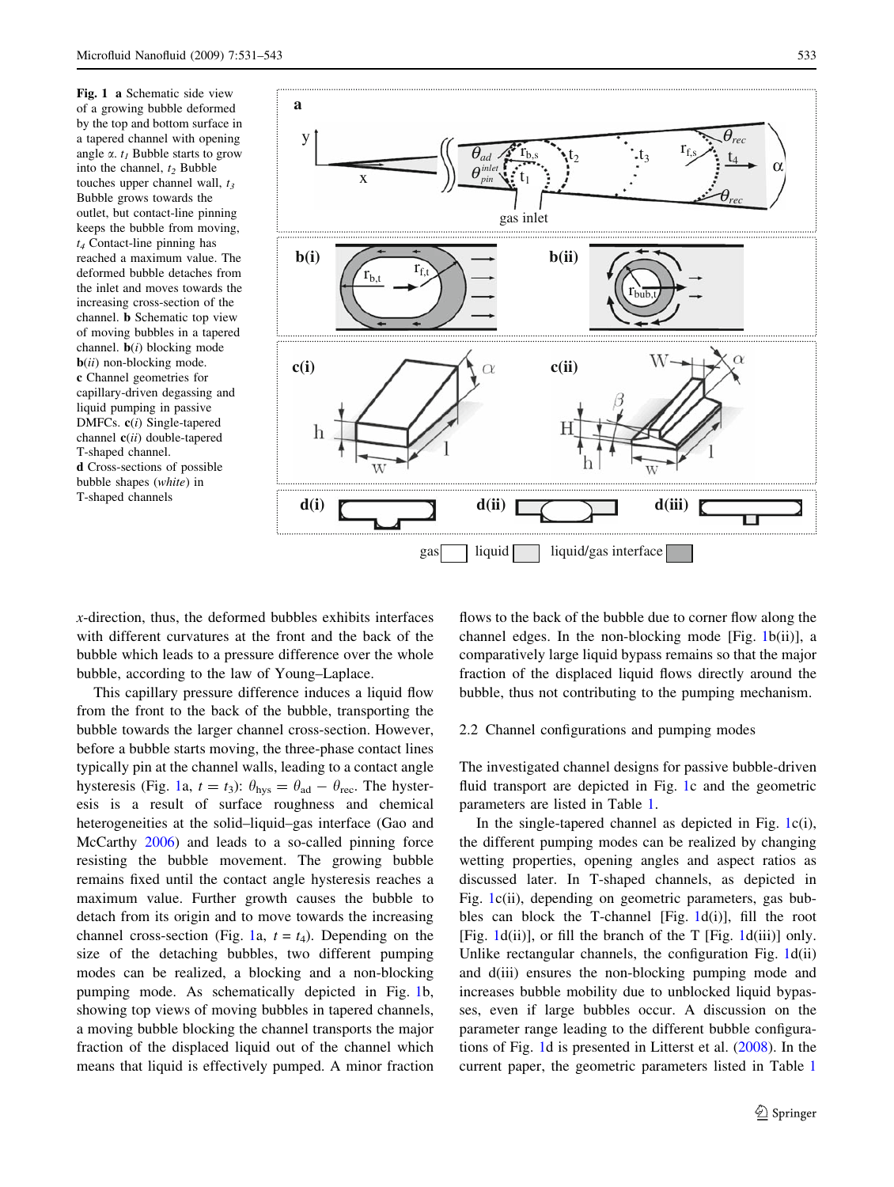**Fig. 1** **a** Schematic side view of a growing bubble deformed by the top and bottom surface in a tapered channel with opening angle $\alpha$. $t_1$ Bubble starts to grow into the channel, $t_2$ Bubble touches upper channel wall, $t_3$ Bubble grows towards the outlet, but contact-line pinning keeps the bubble from moving, $t_4$ Contact-line pinning has reached a maximum value. The deformed bubble detaches from the inlet and moves towards the increasing cross-section of the channel. **b** Schematic top view of moving bubbles in a tapered channel. **b**(*i*) blocking mode **b**(*ii*) non-blocking mode. **c** Channel geometries for capillary-driven degassing and liquid pumping in passive DMFCs. **c**(*i*) Single-tapered channel **c**(*ii*) double-tapered T-shaped channel. **d** Cross-sections of possible bubble shapes (*white*) in T-shaped channels

$x$-direction, thus, the deformed bubbles exhibits interfaces with different curvatures at the front and the back of the bubble which leads to a pressure difference over the whole bubble, according to the law of Young–Laplace.

This capillary pressure difference induces a liquid flow from the front to the back of the bubble, transporting the bubble towards the larger channel cross-section. However, before a bubble starts moving, the three-phase contact lines typically pin at the channel walls, leading to a contact angle hysteresis (Fig. 1a, $t = t_3$): $\theta_{hys} = \theta_{ad} - \theta_{rec}$. The hysteresis is a result of surface roughness and chemical heterogeneities at the solid–liquid–gas interface (Gao and McCarthy 2006) and leads to a so-called pinning force resisting the bubble movement. The growing bubble remains fixed until the contact angle hysteresis reaches a maximum value. Further growth causes the bubble to detach from its origin and to move towards the increasing channel cross-section (Fig. 1a, $t = t_4$). Depending on the size of the detaching bubbles, two different pumping modes can be realized, a blocking and a non-blocking pumping mode. As schematically depicted in Fig. 1b, showing top views of moving bubbles in tapered channels, a moving bubble blocking the channel transports the major fraction of the displaced liquid out of the channel which means that liquid is effectively pumped. A minor fraction flows to the back of the bubble due to corner flow along the channel edges. In the non-blocking mode [Fig. 1b(ii)], a comparatively large liquid bypass remains so that the major fraction of the displaced liquid flows directly around the bubble, thus not contributing to the pumping mechanism.

### 2.2 Channel configurations and pumping modes

The investigated channel designs for passive bubble-driven fluid transport are depicted in Fig. 1c and the geometric parameters are listed in Table 1.

In the single-tapered channel as depicted in Fig. 1c(i), the different pumping modes can be realized by changing wetting properties, opening angles and aspect ratios as discussed later. In T-shaped channels, as depicted in Fig. 1c(ii), depending on geometric parameters, gas bubbles can block the T-channel [Fig. 1d(i)], fill the root [Fig. 1d(ii)], or fill the branch of the T [Fig. 1d(iii)] only. Unlike rectangular channels, the configuration Fig. 1d(ii) and d(iii) ensures the non-blocking pumping mode and increases bubble mobility due to unblocked liquid bypasses, even if large bubbles occur. A discussion on the parameter range leading to the different bubble configurations of Fig. 1d is presented in Litterst et al. (2008). In the current paper, the geometric parameters listed in Table 1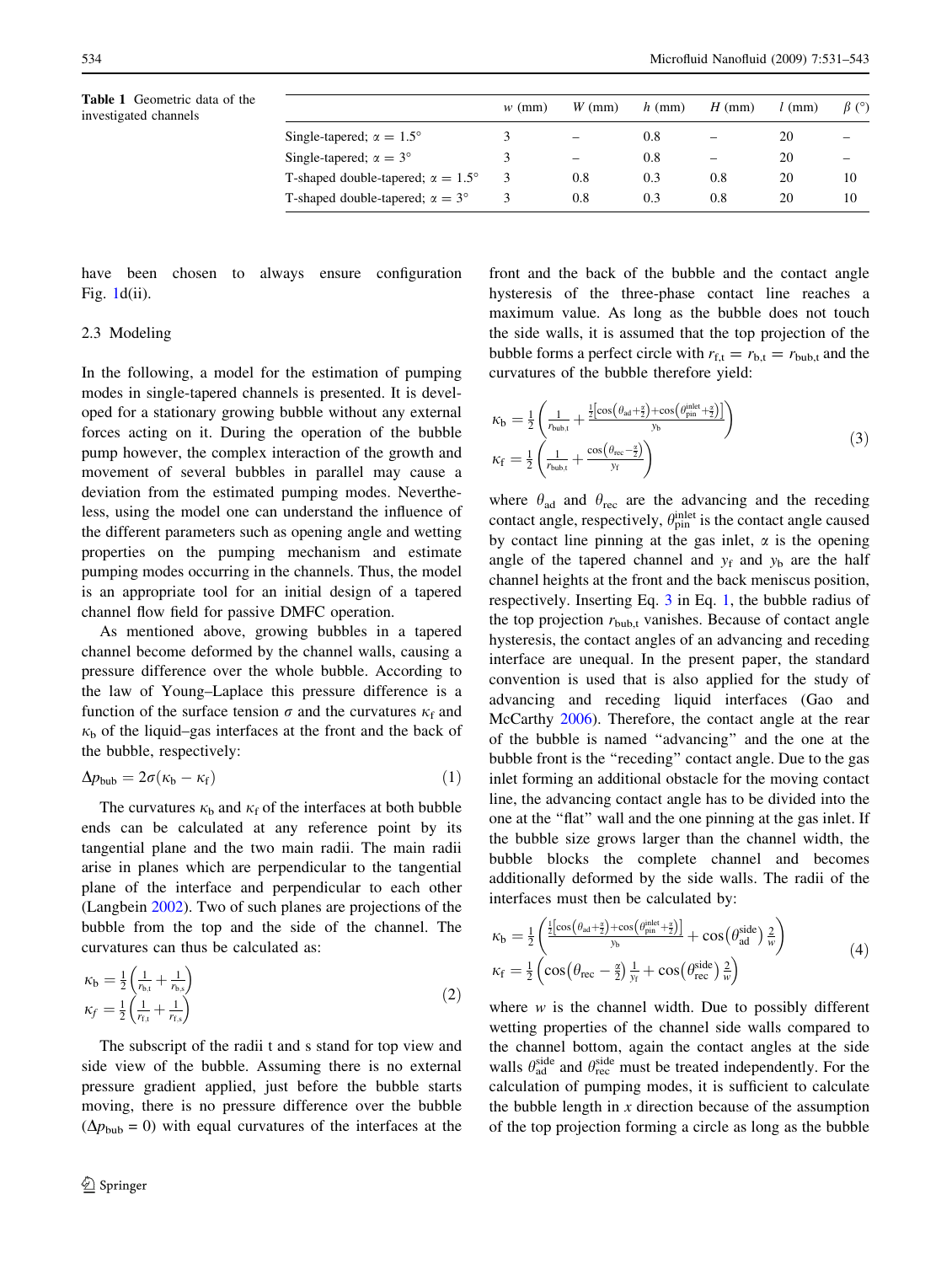**Table 1** Geometric data of the investigated channels

| | $w$ (mm) | $W$ (mm) | $h$ (mm) | $H$ (mm) | $l$ (mm) | $\beta$ (°) |
|---|---|---|---|---|---|---|
| Single-tapered; $\alpha = 1.5°$ | 3 | – | 0.8 | – | 20 | – |
| Single-tapered; $\alpha = 3°$ | 3 | – | 0.8 | – | 20 | – |
| T-shaped double-tapered; $\alpha = 1.5°$ | 3 | 0.8 | 0.3 | 0.8 | 20 | 10 |
| T-shaped double-tapered; $\alpha = 3°$ | 3 | 0.8 | 0.3 | 0.8 | 20 | 10 |

have been chosen to always ensure configuration Fig. 1d(ii).

### 2.3 Modeling

In the following, a model for the estimation of pumping modes in single-tapered channels is presented. It is developed for a stationary growing bubble without any external forces acting on it. During the operation of the bubble pump however, the complex interaction of the growth and movement of several bubbles in parallel may cause a deviation from the estimated pumping modes. Nevertheless, using the model one can understand the influence of the different parameters such as opening angle and wetting properties on the pumping mechanism and estimate pumping modes occurring in the channels. Thus, the model is an appropriate tool for an initial design of a tapered channel flow field for passive DMFC operation.

As mentioned above, growing bubbles in a tapered channel become deformed by the channel walls, causing a pressure difference over the whole bubble. According to the law of Young–Laplace this pressure difference is a function of the surface tension $\sigma$ and the curvatures $\kappa_f$ and $\kappa_b$ of the liquid–gas interfaces at the front and the back of the bubble, respectively:

$$\Delta p_{\mathrm{bub}} = 2\sigma(\kappa_b - \kappa_f) \tag{1}$$

The curvatures $\kappa_b$ and $\kappa_f$ of the interfaces at both bubble ends can be calculated at any reference point by its tangential plane and the two main radii. The main radii arise in planes which are perpendicular to the tangential plane of the interface and perpendicular to each other (Langbein 2002). Two of such planes are projections of the bubble from the top and the side of the channel. The curvatures can thus be calculated as:

$$\begin{aligned}\kappa_b &= \frac{1}{2}\left(\frac{1}{r_{b,t}} + \frac{1}{r_{b,s}}\right)\\ \kappa_f &= \frac{1}{2}\left(\frac{1}{r_{f,t}} + \frac{1}{r_{f,s}}\right)\end{aligned} \tag{2}$$

The subscript of the radii t and s stand for top view and side view of the bubble. Assuming there is no external pressure gradient applied, just before the bubble starts moving, there is no pressure difference over the bubble ($\Delta p_{\mathrm{bub}} = 0$) with equal curvatures of the interfaces at the front and the back of the bubble and the contact angle hysteresis of the three-phase contact line reaches a maximum value. As long as the bubble does not touch the side walls, it is assumed that the top projection of the bubble forms a perfect circle with $r_{f,t} = r_{b,t} = r_{\mathrm{bub,t}}$ and the curvatures of the bubble therefore yield:

$$\begin{aligned}\kappa_b &= \frac{1}{2}\left(\frac{1}{r_{\mathrm{bub,t}}} + \frac{\frac{1}{2}\left[\cos\left(\theta_{\mathrm{ad}} + \frac{\alpha}{2}\right) + \cos\left(\theta_{\mathrm{pin}}^{\mathrm{inlet}} + \frac{\alpha}{2}\right)\right]}{y_b}\right)\\ \kappa_f &= \frac{1}{2}\left(\frac{1}{r_{\mathrm{bub,t}}} + \frac{\cos\left(\theta_{\mathrm{rec}} - \frac{\alpha}{2}\right)}{y_f}\right)\end{aligned} \tag{3}$$

where $\theta_{\mathrm{ad}}$ and $\theta_{\mathrm{rec}}$ are the advancing and the receding contact angle, respectively, $\theta_{\mathrm{pin}}^{\mathrm{inlet}}$ is the contact angle caused by contact line pinning at the gas inlet, $\alpha$ is the opening angle of the tapered channel and $y_f$ and $y_b$ are the half channel heights at the front and the back meniscus position, respectively. Inserting Eq. 3 in Eq. 1, the bubble radius of the top projection $r_{\mathrm{bub,t}}$ vanishes. Because of contact angle hysteresis, the contact angles of an advancing and receding interface are unequal. In the present paper, the standard convention is used that is also applied for the study of advancing and receding liquid interfaces (Gao and McCarthy 2006). Therefore, the contact angle at the rear of the bubble is named "advancing" and the one at the bubble front is the "receding" contact angle. Due to the gas inlet forming an additional obstacle for the moving contact line, the advancing contact angle has to be divided into the one at the "flat" wall and the one pinning at the gas inlet. If the bubble size grows larger than the channel width, the bubble blocks the complete channel and becomes additionally deformed by the side walls. The radii of the interfaces must then be calculated by:

$$\begin{aligned}\kappa_b &= \frac{1}{2}\left(\frac{\frac{1}{2}\left[\cos\left(\theta_{\mathrm{ad}} + \frac{\alpha}{2}\right) + \cos\left(\theta_{\mathrm{pin}}^{\mathrm{inlet}} + \frac{\alpha}{2}\right)\right]}{y_b} + \cos\left(\theta_{\mathrm{ad}}^{\mathrm{side}}\right)\frac{2}{w}\right)\\ \kappa_f &= \frac{1}{2}\left(\cos\left(\theta_{\mathrm{rec}} - \frac{\alpha}{2}\right)\frac{1}{y_f} + \cos\left(\theta_{\mathrm{rec}}^{\mathrm{side}}\right)\frac{2}{w}\right)\end{aligned} \tag{4}$$

where $w$ is the channel width. Due to possibly different wetting properties of the channel side walls compared to the channel bottom, again the contact angles at the side walls $\theta_{\mathrm{ad}}^{\mathrm{side}}$ and $\theta_{\mathrm{rec}}^{\mathrm{side}}$ must be treated independently. For the calculation of pumping modes, it is sufficient to calculate the bubble length in $x$ direction because of the assumption of the top projection forming a circle as long as the bubble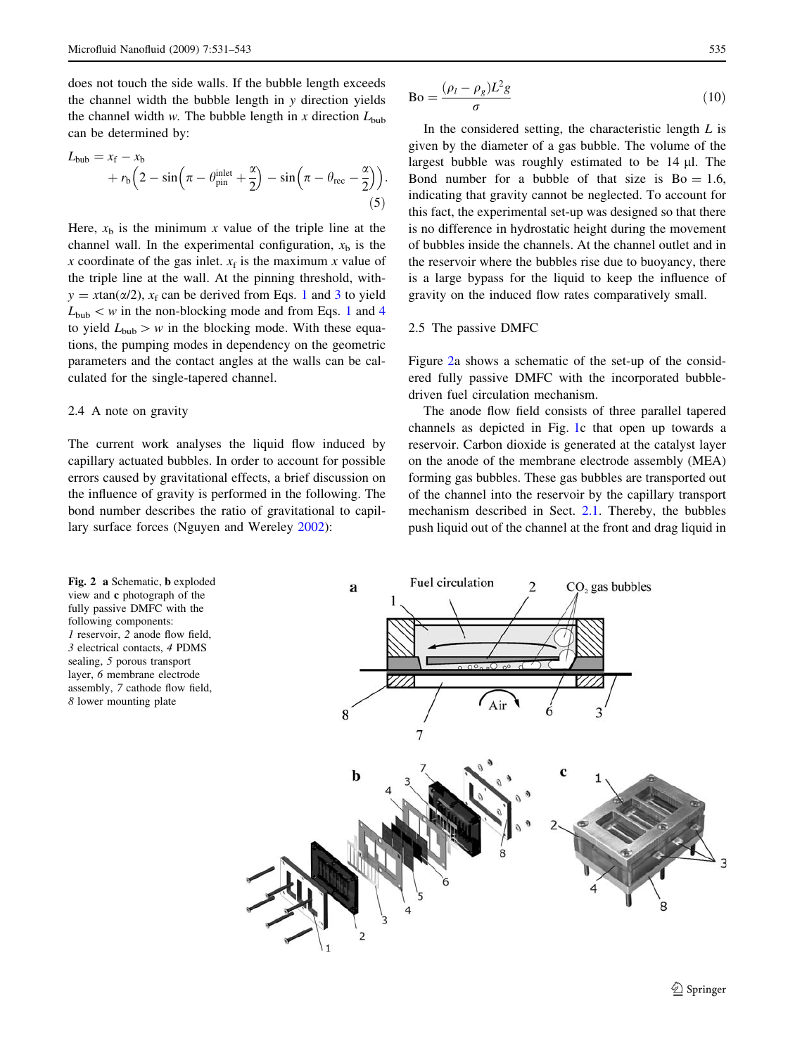does not touch the side walls. If the bubble length exceeds the channel width the bubble length in $y$ direction yields the channel width $w$. The bubble length in $x$ direction $L_{\mathrm{bub}}$ can be determined by:

$$L_{\mathrm{bub}} = x_{\mathrm{f}} - x_{\mathrm{b}} + r_{\mathrm{b}}\left(2 - \sin\left(\pi - \theta_{\mathrm{pin}}^{\mathrm{inlet}} + \frac{\alpha}{2}\right) - \sin\left(\pi - \theta_{\mathrm{rec}} - \frac{\alpha}{2}\right)\right). \tag{5}$$

Here, $x_{\mathrm{b}}$ is the minimum $x$ value of the triple line at the channel wall. In the experimental configuration, $x_{\mathrm{b}}$ is the $x$ coordinate of the gas inlet. $x_{\mathrm{f}}$ is the maximum $x$ value of the triple line at the wall. At the pinning threshold, with $y = x\tan(\alpha/2)$, $x_{\mathrm{f}}$ can be derived from Eqs. 1 and 3 to yield $L_{\mathrm{bub}} < w$ in the non-blocking mode and from Eqs. 1 and 4 to yield $L_{\mathrm{bub}} > w$ in the blocking mode. With these equations, the pumping modes in dependency on the geometric parameters and the contact angles at the walls can be calculated for the single-tapered channel.

### 2.4 A note on gravity

The current work analyses the liquid flow induced by capillary actuated bubbles. In order to account for possible errors caused by gravitational effects, a brief discussion on the influence of gravity is performed in the following. The bond number describes the ratio of gravitational to capillary surface forces (Nguyen and Wereley 2002):

$$\mathrm{Bo} = \frac{(\rho_l - \rho_g)L^2 g}{\sigma} \tag{10}$$

In the considered setting, the characteristic length $L$ is given by the diameter of a gas bubble. The volume of the largest bubble was roughly estimated to be 14 µl. The Bond number for a bubble of that size is $\mathrm{Bo} = 1.6$, indicating that gravity cannot be neglected. To account for this fact, the experimental set-up was designed so that there is no difference in hydrostatic height during the movement of bubbles inside the channels. At the channel outlet and in the reservoir where the bubbles rise due to buoyancy, there is a large bypass for the liquid to keep the influence of gravity on the induced flow rates comparatively small.

### 2.5 The passive DMFC

Figure 2a shows a schematic of the set-up of the considered fully passive DMFC with the incorporated bubble-driven fuel circulation mechanism.

The anode flow field consists of three parallel tapered channels as depicted in Fig. 1c that open up towards a reservoir. Carbon dioxide is generated at the catalyst layer on the anode of the membrane electrode assembly (MEA) forming gas bubbles. These gas bubbles are transported out of the channel into the reservoir by the capillary transport mechanism described in Sect. 2.1. Thereby, the bubbles push liquid out of the channel at the front and drag liquid in

**Fig. 2** **a** Schematic, **b** exploded view and **c** photograph of the fully passive DMFC with the following components: *1* reservoir, *2* anode flow field, *3* electrical contacts, *4* PDMS sealing, *5* porous transport layer, *6* membrane electrode assembly, *7* cathode flow field, *8* lower mounting plate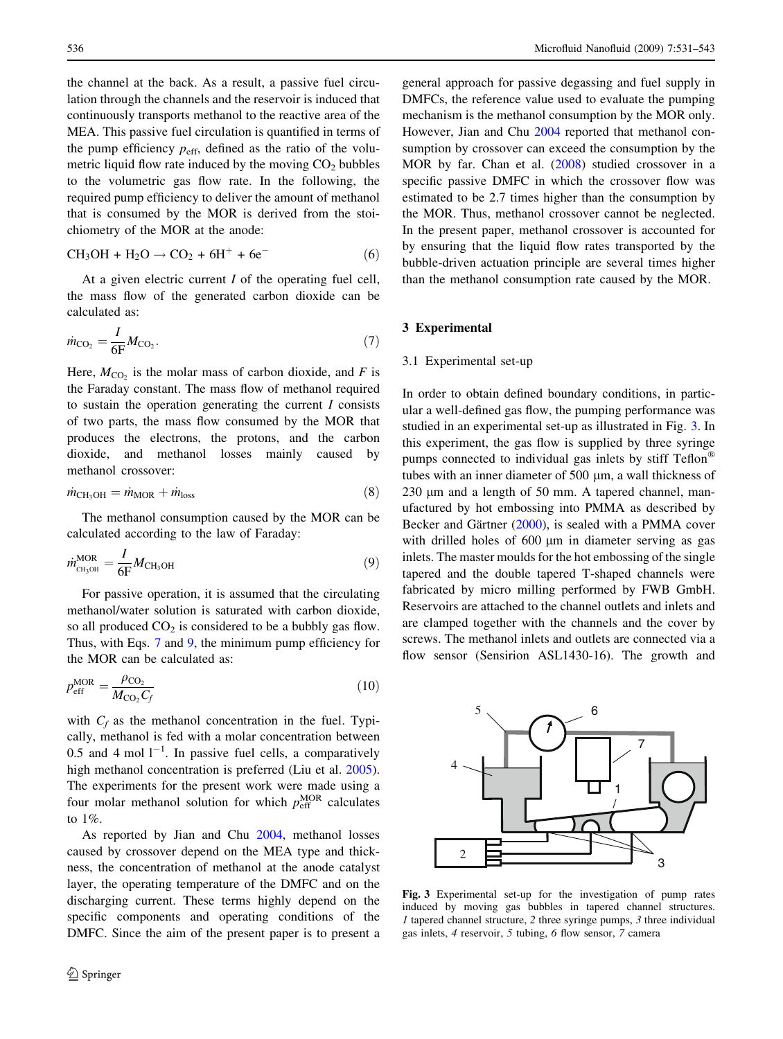the channel at the back. As a result, a passive fuel circulation through the channels and the reservoir is induced that continuously transports methanol to the reactive area of the MEA. This passive fuel circulation is quantified in terms of the pump efficiency $p_{\mathrm{eff}}$, defined as the ratio of the volumetric liquid flow rate induced by the moving $CO_2$ bubbles to the volumetric gas flow rate. In the following, the required pump efficiency to deliver the amount of methanol that is consumed by the MOR is derived from the stoichiometry of the MOR at the anode:

$$CH_3OH + H_2O \rightarrow CO_2 + 6H^+ + 6e^- \tag{6}$$

At a given electric current $I$ of the operating fuel cell, the mass flow of the generated carbon dioxide can be calculated as:

$$\dot{m}_{CO_2} = \frac{I}{6F} M_{CO_2}. \tag{7}$$

Here, $M_{CO_2}$ is the molar mass of carbon dioxide, and $F$ is the Faraday constant. The mass flow of methanol required to sustain the operation generating the current $I$ consists of two parts, the mass flow consumed by the MOR that produces the electrons, the protons, and the carbon dioxide, and methanol losses mainly caused by methanol crossover:

$$\dot{m}_{CH_3OH} = \dot{m}_{MOR} + \dot{m}_{loss} \tag{8}$$

The methanol consumption caused by the MOR can be calculated according to the law of Faraday:

$$\dot{m}^{MOR}_{CH_3OH} = \frac{I}{6F} M_{CH_3OH} \tag{9}$$

For passive operation, it is assumed that the circulating methanol/water solution is saturated with carbon dioxide, so all produced $CO_2$ is considered to be a bubbly gas flow. Thus, with Eqs. 7 and 9, the minimum pump efficiency for the MOR can be calculated as:

$$p^{MOR}_{\mathrm{eff}} = \frac{\rho_{CO_2}}{M_{CO_2} C_f} \tag{10}$$

with $C_f$ as the methanol concentration in the fuel. Typically, methanol is fed with a molar concentration between 0.5 and 4 mol $l^{-1}$. In passive fuel cells, a comparatively high methanol concentration is preferred (Liu et al. 2005). The experiments for the present work were made using a four molar methanol solution for which $p^{MOR}_{\mathrm{eff}}$ calculates to 1%.

As reported by Jian and Chu 2004, methanol losses caused by crossover depend on the MEA type and thickness, the concentration of methanol at the anode catalyst layer, the operating temperature of the DMFC and on the discharging current. These terms highly depend on the specific components and operating conditions of the DMFC. Since the aim of the present paper is to present a general approach for passive degassing and fuel supply in DMFCs, the reference value used to evaluate the pumping mechanism is the methanol consumption by the MOR only. However, Jian and Chu 2004 reported that methanol consumption by crossover can exceed the consumption by the MOR by far. Chan et al. (2008) studied crossover in a specific passive DMFC in which the crossover flow was estimated to be 2.7 times higher than the consumption by the MOR. Thus, methanol crossover cannot be neglected. In the present paper, methanol crossover is accounted for by ensuring that the liquid flow rates transported by the bubble-driven actuation principle are several times higher than the methanol consumption rate caused by the MOR.

## 3 Experimental

### 3.1 Experimental set-up

In order to obtain defined boundary conditions, in particular a well-defined gas flow, the pumping performance was studied in an experimental set-up as illustrated in Fig. 3. In this experiment, the gas flow is supplied by three syringe pumps connected to individual gas inlets by stiff Teflon® tubes with an inner diameter of 500 µm, a wall thickness of 230 µm and a length of 50 mm. A tapered channel, manufactured by hot embossing into PMMA as described by Becker and Gärtner (2000), is sealed with a PMMA cover with drilled holes of 600 µm in diameter serving as gas inlets. The master moulds for the hot embossing of the single tapered and the double tapered T-shaped channels were fabricated by micro milling performed by FWB GmbH. Reservoirs are attached to the channel outlets and inlets and are clamped together with the channels and the cover by screws. The methanol inlets and outlets are connected via a flow sensor (Sensirion ASL1430-16). The growth and

**Fig. 3** Experimental set-up for the investigation of pump rates induced by moving gas bubbles in tapered channel structures. *1* tapered channel structure, *2* three syringe pumps, *3* three individual gas inlets, *4* reservoir, *5* tubing, *6* flow sensor, *7* camera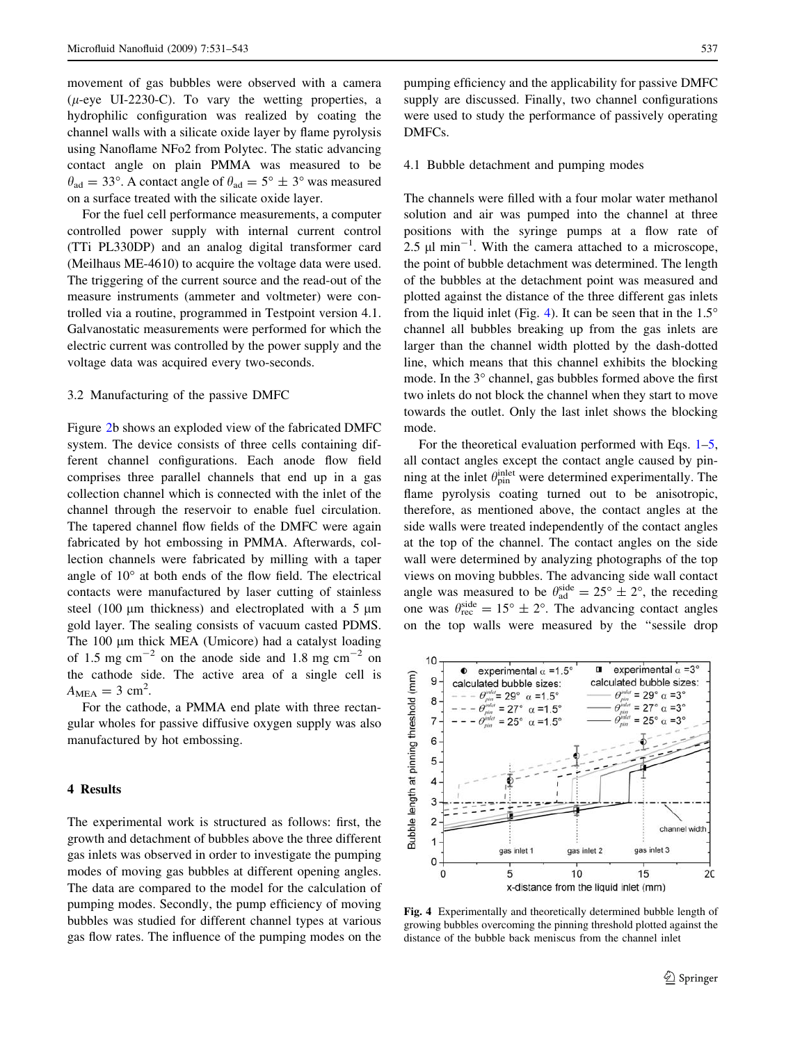movement of gas bubbles were observed with a camera ($\mu$-eye UI-2230-C). To vary the wetting properties, a hydrophilic configuration was realized by coating the channel walls with a silicate oxide layer by flame pyrolysis using Nanoflame NFo2 from Polytec. The static advancing contact angle on plain PMMA was measured to be $\theta_{ad} = 33°$. A contact angle of $\theta_{ad} = 5° \pm 3°$ was measured on a surface treated with the silicate oxide layer.

For the fuel cell performance measurements, a computer controlled power supply with internal current control (TTi PL330DP) and an analog digital transformer card (Meilhaus ME-4610) to acquire the voltage data were used. The triggering of the current source and the read-out of the measure instruments (ammeter and voltmeter) were controlled via a routine, programmed in Testpoint version 4.1. Galvanostatic measurements were performed for which the electric current was controlled by the power supply and the voltage data was acquired every two-seconds.

### 3.2 Manufacturing of the passive DMFC

Figure 2b shows an exploded view of the fabricated DMFC system. The device consists of three cells containing different channel configurations. Each anode flow field comprises three parallel channels that end up in a gas collection channel which is connected with the inlet of the channel through the reservoir to enable fuel circulation. The tapered channel flow fields of the DMFC were again fabricated by hot embossing in PMMA. Afterwards, collection channels were fabricated by milling with a taper angle of 10° at both ends of the flow field. The electrical contacts were manufactured by laser cutting of stainless steel (100 μm thickness) and electroplated with a 5 μm gold layer. The sealing consists of vacuum casted PDMS. The 100 μm thick MEA (Umicore) had a catalyst loading of 1.5 mg $cm^{-2}$ on the anode side and 1.8 mg $cm^{-2}$ on the cathode side. The active area of a single cell is $A_{MEA} = 3$ $cm^2$.

For the cathode, a PMMA end plate with three rectangular wholes for passive diffusive oxygen supply was also manufactured by hot embossing.

## 4 Results

The experimental work is structured as follows: first, the growth and detachment of bubbles above the three different gas inlets was observed in order to investigate the pumping modes of moving gas bubbles at different opening angles. The data are compared to the model for the calculation of pumping modes. Secondly, the pump efficiency of moving bubbles was studied for different channel types at various gas flow rates. The influence of the pumping modes on the pumping efficiency and the applicability for passive DMFC supply are discussed. Finally, two channel configurations were used to study the performance of passively operating DMFCs.

### 4.1 Bubble detachment and pumping modes

The channels were filled with a four molar water methanol solution and air was pumped into the channel at three positions with the syringe pumps at a flow rate of 2.5 μl $min^{-1}$. With the camera attached to a microscope, the point of bubble detachment was determined. The length of the bubbles at the detachment point was measured and plotted against the distance of the three different gas inlets from the liquid inlet (Fig. 4). It can be seen that in the 1.5° channel all bubbles breaking up from the gas inlets are larger than the channel width plotted by the dash-dotted line, which means that this channel exhibits the blocking mode. In the 3° channel, gas bubbles formed above the first two inlets do not block the channel when they start to move towards the outlet. Only the last inlet shows the blocking mode.

For the theoretical evaluation performed with Eqs. 1–5, all contact angles except the contact angle caused by pinning at the inlet $\theta_{pin}^{inlet}$ were determined experimentally. The flame pyrolysis coating turned out to be anisotropic, therefore, as mentioned above, the contact angles at the side walls were treated independently of the contact angles at the top of the channel. The contact angles on the side wall were determined by analyzing photographs of the top views on moving bubbles. The advancing side wall contact angle was measured to be $\theta_{ad}^{side} = 25° \pm 2°$, the receding one was $\theta_{rec}^{side} = 15° \pm 2°$. The advancing contact angles on the top walls were measured by the "sessile drop

**Fig. 4** Experimentally and theoretically determined bubble length of growing bubbles overcoming the pinning threshold plotted against the distance of the bubble back meniscus from the channel inlet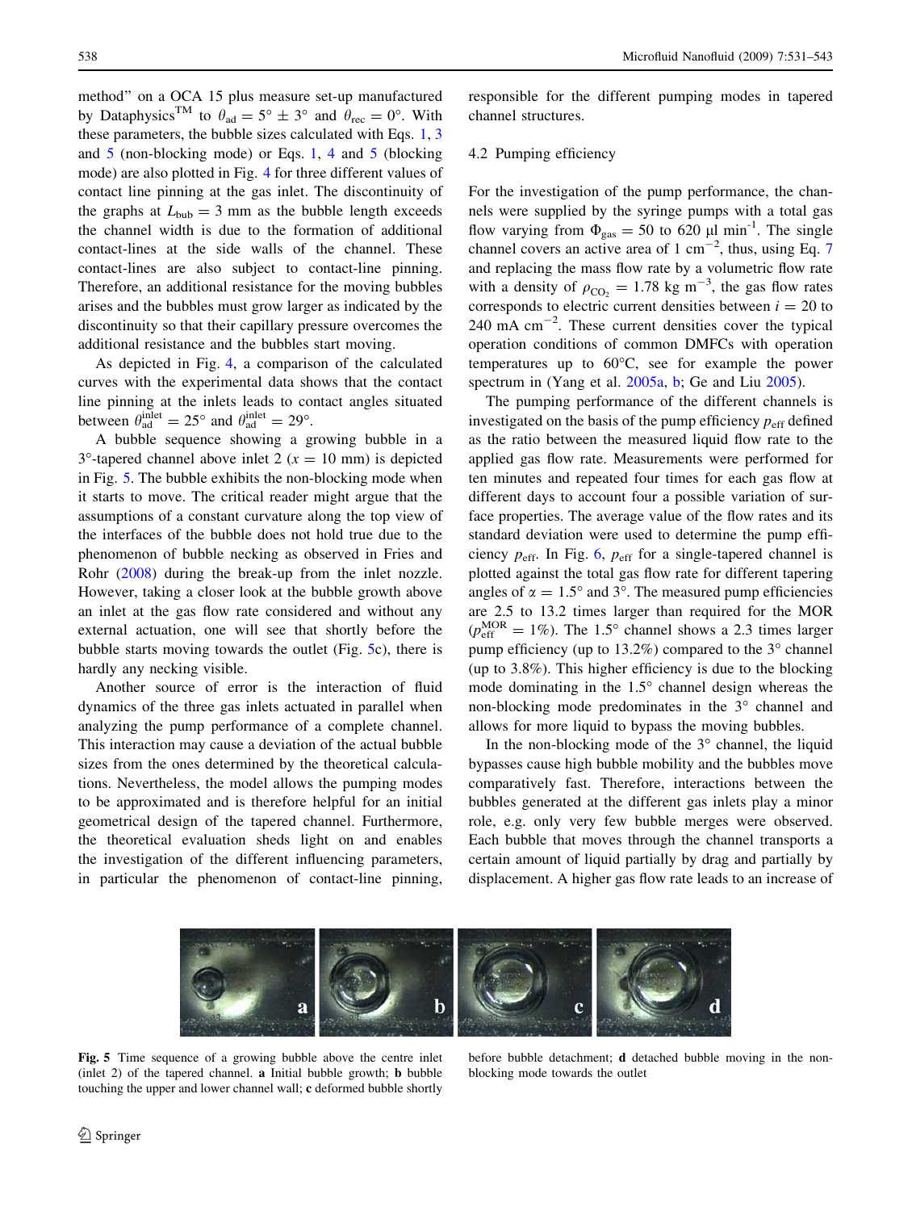method" on a OCA 15 plus measure set-up manufactured by Dataphysics™ to $\theta_{ad} = 5° \pm 3°$ and $\theta_{rec} = 0°$. With these parameters, the bubble sizes calculated with Eqs. 1, 3 and 5 (non-blocking mode) or Eqs. 1, 4 and 5 (blocking mode) are also plotted in Fig. 4 for three different values of contact line pinning at the gas inlet. The discontinuity of the graphs at $L_{bub} = 3$ mm as the bubble length exceeds the channel width is due to the formation of additional contact-lines at the side walls of the channel. These contact-lines are also subject to contact-line pinning. Therefore, an additional resistance for the moving bubbles arises and the bubbles must grow larger as indicated by the discontinuity so that their capillary pressure overcomes the additional resistance and the bubbles start moving.

As depicted in Fig. 4, a comparison of the calculated curves with the experimental data shows that the contact line pinning at the inlets leads to contact angles situated between $\theta_{ad}^{inlet} = 25°$ and $\theta_{ad}^{inlet} = 29°$.

A bubble sequence showing a growing bubble in a 3°-tapered channel above inlet 2 ($x = 10$ mm) is depicted in Fig. 5. The bubble exhibits the non-blocking mode when it starts to move. The critical reader might argue that the assumptions of a constant curvature along the top view of the interfaces of the bubble does not hold true due to the phenomenon of bubble necking as observed in Fries and Rohr (2008) during the break-up from the inlet nozzle. However, taking a closer look at the bubble growth above an inlet at the gas flow rate considered and without any external actuation, one will see that shortly before the bubble starts moving towards the outlet (Fig. 5c), there is hardly any necking visible.

Another source of error is the interaction of fluid dynamics of the three gas inlets actuated in parallel when analyzing the pump performance of a complete channel. This interaction may cause a deviation of the actual bubble sizes from the ones determined by the theoretical calculations. Nevertheless, the model allows the pumping modes to be approximated and is therefore helpful for an initial geometrical design of the tapered channel. Furthermore, the theoretical evaluation sheds light on and enables the investigation of the different influencing parameters, in particular the phenomenon of contact-line pinning, responsible for the different pumping modes in tapered channel structures.

### 4.2 Pumping efficiency

For the investigation of the pump performance, the channels were supplied by the syringe pumps with a total gas flow varying from $\Phi_{gas} = 50$ to 620 µl min$^{-1}$. The single channel covers an active area of 1 cm$^{-2}$, thus, using Eq. 7 and replacing the mass flow rate by a volumetric flow rate with a density of $\rho_{CO_2} = 1.78$ kg m$^{-3}$, the gas flow rates corresponds to electric current densities between $i = 20$ to 240 mA cm$^{-2}$. These current densities cover the typical operation conditions of common DMFCs with operation temperatures up to 60°C, see for example the power spectrum in (Yang et al. 2005a, b; Ge and Liu 2005).

The pumping performance of the different channels is investigated on the basis of the pump efficiency $p_{eff}$ defined as the ratio between the measured liquid flow rate to the applied gas flow rate. Measurements were performed for ten minutes and repeated four times for each gas flow at different days to account four a possible variation of surface properties. The average value of the flow rates and its standard deviation were used to determine the pump efficiency $p_{eff}$. In Fig. 6, $p_{eff}$ for a single-tapered channel is plotted against the total gas flow rate for different tapering angles of $\alpha = 1.5°$ and 3°. The measured pump efficiencies are 2.5 to 13.2 times larger than required for the MOR ($p_{eff}^{MOR} = 1\%$). The 1.5° channel shows a 2.3 times larger pump efficiency (up to 13.2%) compared to the 3° channel (up to 3.8%). This higher efficiency is due to the blocking mode dominating in the 1.5° channel design whereas the non-blocking mode predominates in the 3° channel and allows for more liquid to bypass the moving bubbles.

In the non-blocking mode of the 3° channel, the liquid bypasses cause high bubble mobility and the bubbles move comparatively fast. Therefore, interactions between the bubbles generated at the different gas inlets play a minor role, e.g. only very few bubble merges were observed. Each bubble that moves through the channel transports a certain amount of liquid partially by drag and partially by displacement. A higher gas flow rate leads to an increase of

**Fig. 5** Time sequence of a growing bubble above the centre inlet (inlet 2) of the tapered channel. **a** Initial bubble growth; **b** bubble touching the upper and lower channel wall; **c** deformed bubble shortly before bubble detachment; **d** detached bubble moving in the non-blocking mode towards the outlet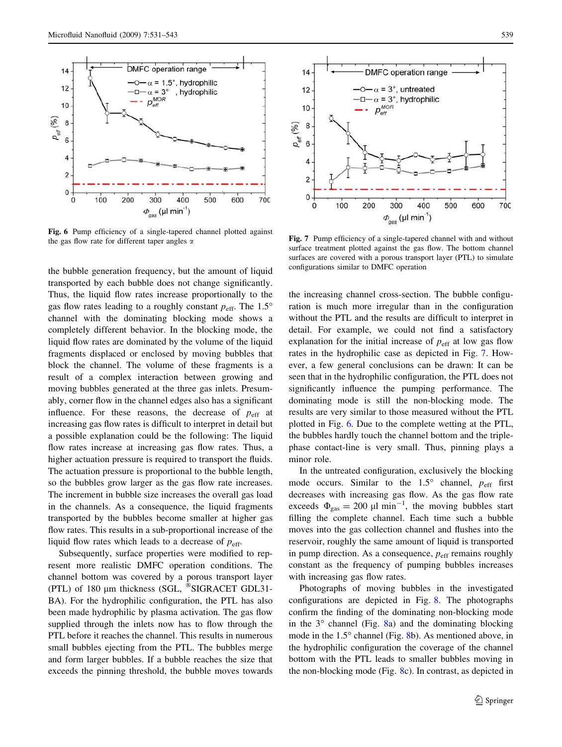**Fig. 6** Pump efficiency of a single-tapered channel plotted against the gas flow rate for different taper angles $\alpha$

**Fig. 7** Pump efficiency of a single-tapered channel with and without surface treatment plotted against the gas flow. The bottom channel surfaces are covered with a porous transport layer (PTL) to simulate configurations similar to DMFC operation

the bubble generation frequency, but the amount of liquid transported by each bubble does not change significantly. Thus, the liquid flow rates increase proportionally to the gas flow rates leading to a roughly constant $p_{\mathrm{eff}}$. The 1.5° channel with the dominating blocking mode shows a completely different behavior. In the blocking mode, the liquid flow rates are dominated by the volume of the liquid fragments displaced or enclosed by moving bubbles that block the channel. The volume of these fragments is a result of a complex interaction between growing and moving bubbles generated at the three gas inlets. Presumably, corner flow in the channel edges also has a significant influence. For these reasons, the decrease of $p_{\mathrm{eff}}$ at increasing gas flow rates is difficult to interpret in detail but a possible explanation could be the following: The liquid flow rates increase at increasing gas flow rates. Thus, a higher actuation pressure is required to transport the fluids. The actuation pressure is proportional to the bubble length, so the bubbles grow larger as the gas flow rate increases. The increment in bubble size increases the overall gas load in the channels. As a consequence, the liquid fragments transported by the bubbles become smaller at higher gas flow rates. This results in a sub-proportional increase of the liquid flow rates which leads to a decrease of $p_{\mathrm{eff}}$.

Subsequently, surface properties were modified to represent more realistic DMFC operation conditions. The channel bottom was covered by a porous transport layer (PTL) of 180 μm thickness (SGL, ®SIGRACET GDL31-BA). For the hydrophilic configuration, the PTL has also been made hydrophilic by plasma activation. The gas flow supplied through the inlets now has to flow through the PTL before it reaches the channel. This results in numerous small bubbles ejecting from the PTL. The bubbles merge and form larger bubbles. If a bubble reaches the size that exceeds the pinning threshold, the bubble moves towards the increasing channel cross-section. The bubble configuration is much more irregular than in the configuration without the PTL and the results are difficult to interpret in detail. For example, we could not find a satisfactory explanation for the initial increase of $p_{\mathrm{eff}}$ at low gas flow rates in the hydrophilic case as depicted in Fig. 7. However, a few general conclusions can be drawn: It can be seen that in the hydrophilic configuration, the PTL does not significantly influence the pumping performance. The dominating mode is still the non-blocking mode. The results are very similar to those measured without the PTL plotted in Fig. 6. Due to the complete wetting at the PTL, the bubbles hardly touch the channel bottom and the triple-phase contact-line is very small. Thus, pinning plays a minor role.

In the untreated configuration, exclusively the blocking mode occurs. Similar to the 1.5° channel, $p_{\mathrm{eff}}$ first decreases with increasing gas flow. As the gas flow rate exceeds $\Phi_{\mathrm{gas}} = 200\ \mu\mathrm{l\ min}^{-1}$, the moving bubbles start filling the complete channel. Each time such a bubble moves into the gas collection channel and flushes into the reservoir, roughly the same amount of liquid is transported in pump direction. As a consequence, $p_{\mathrm{eff}}$ remains roughly constant as the frequency of pumping bubbles increases with increasing gas flow rates.

Photographs of moving bubbles in the investigated configurations are depicted in Fig. 8. The photographs confirm the finding of the dominating non-blocking mode in the 3° channel (Fig. 8a) and the dominating blocking mode in the 1.5° channel (Fig. 8b). As mentioned above, in the hydrophilic configuration the coverage of the channel bottom with the PTL leads to smaller bubbles moving in the non-blocking mode (Fig. 8c). In contrast, as depicted in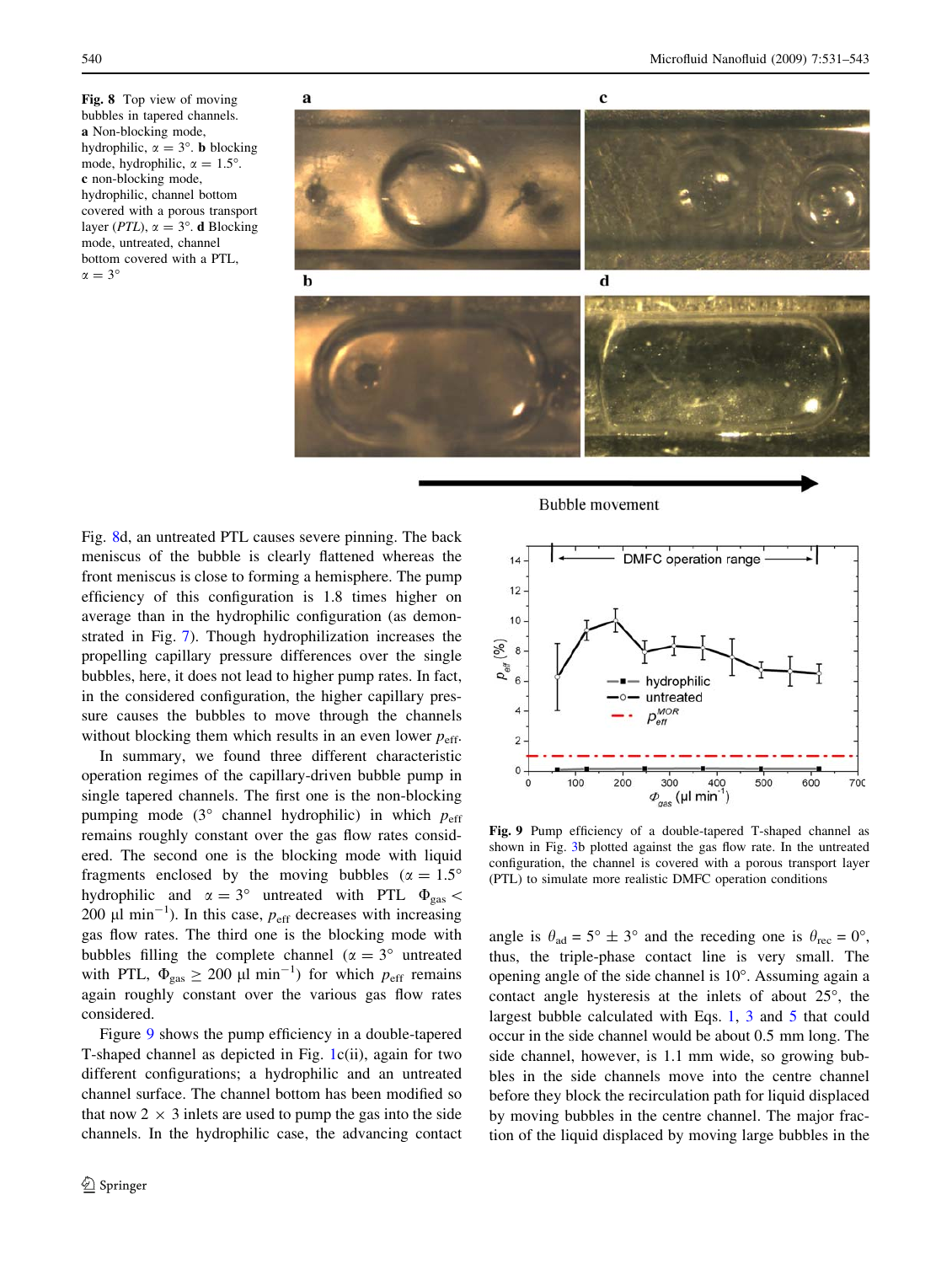**Fig. 8** Top view of moving bubbles in tapered channels. **a** Non-blocking mode, hydrophilic, $\alpha = 3°$. **b** blocking mode, hydrophilic, $\alpha = 1.5°$. **c** non-blocking mode, hydrophilic, channel bottom covered with a porous transport layer (*PTL*), $\alpha = 3°$. **d** Blocking mode, untreated, channel bottom covered with a PTL, $\alpha = 3°$

Fig. 8d, an untreated PTL causes severe pinning. The back meniscus of the bubble is clearly flattened whereas the front meniscus is close to forming a hemisphere. The pump efficiency of this configuration is 1.8 times higher on average than in the hydrophilic configuration (as demonstrated in Fig. 7). Though hydrophilization increases the propelling capillary pressure differences over the single bubbles, here, it does not lead to higher pump rates. In fact, in the considered configuration, the higher capillary pressure causes the bubbles to move through the channels without blocking them which results in an even lower $p_{\mathrm{eff}}$.

In summary, we found three different characteristic operation regimes of the capillary-driven bubble pump in single tapered channels. The first one is the non-blocking pumping mode (3° channel hydrophilic) in which $p_{\mathrm{eff}}$ remains roughly constant over the gas flow rates considered. The second one is the blocking mode with liquid fragments enclosed by the moving bubbles ($\alpha = 1.5°$ hydrophilic and $\alpha = 3°$ untreated with PTL $\Phi_{\mathrm{gas}} < 200$ μl min$^{-1}$). In this case, $p_{\mathrm{eff}}$ decreases with increasing gas flow rates. The third one is the blocking mode with bubbles filling the complete channel ($\alpha = 3°$ untreated with PTL, $\Phi_{\mathrm{gas}} \geq 200$ μl min$^{-1}$) for which $p_{\mathrm{eff}}$ remains again roughly constant over the various gas flow rates considered.

Figure 9 shows the pump efficiency in a double-tapered T-shaped channel as depicted in Fig. 1c(ii), again for two different configurations; a hydrophilic and an untreated channel surface. The channel bottom has been modified so that now 2 × 3 inlets are used to pump the gas into the side channels. In the hydrophilic case, the advancing contact angle is $\theta_{\mathrm{ad}} = 5° \pm 3°$ and the receding one is $\theta_{\mathrm{rec}} = 0°$, thus, the triple-phase contact line is very small. The opening angle of the side channel is 10°. Assuming again a contact angle hysteresis at the inlets of about 25°, the largest bubble calculated with Eqs. 1, 3 and 5 that could occur in the side channel would be about 0.5 mm long. The side channel, however, is 1.1 mm wide, so growing bubbles in the side channels move into the centre channel before they block the recirculation path for liquid displaced by moving bubbles in the centre channel. The major fraction of the liquid displaced by moving large bubbles in the

**Fig. 9** Pump efficiency of a double-tapered T-shaped channel as shown in Fig. 3b plotted against the gas flow rate. In the untreated configuration, the channel is covered with a porous transport layer (PTL) to simulate more realistic DMFC operation conditions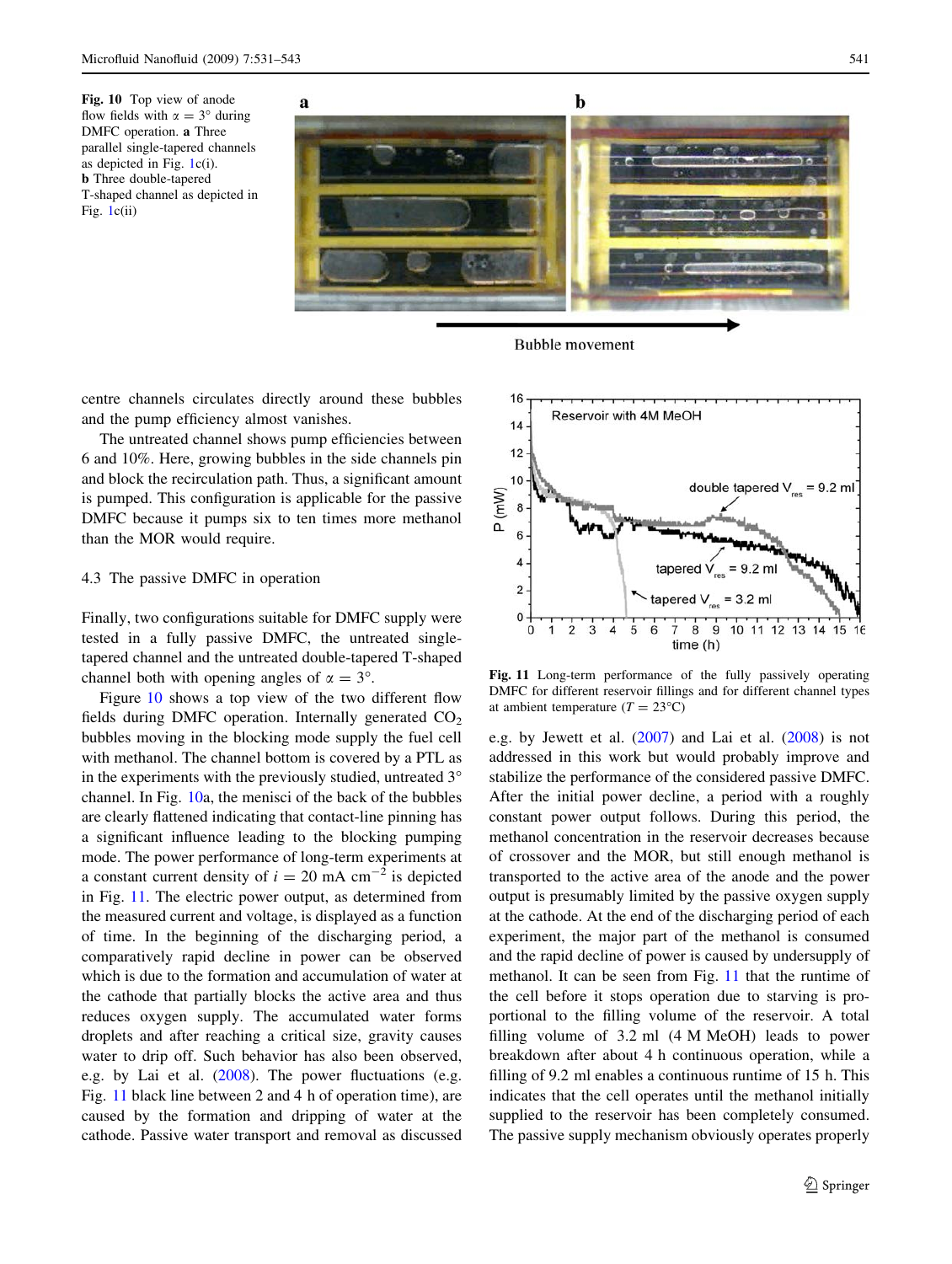**Fig. 10** Top view of anode flow fields with $\alpha = 3°$ during DMFC operation. **a** Three parallel single-tapered channels as depicted in Fig. 1c(i). **b** Three double-tapered T-shaped channel as depicted in Fig. 1c(ii)

centre channels circulates directly around these bubbles and the pump efficiency almost vanishes.

The untreated channel shows pump efficiencies between 6 and 10%. Here, growing bubbles in the side channels pin and block the recirculation path. Thus, a significant amount is pumped. This configuration is applicable for the passive DMFC because it pumps six to ten times more methanol than the MOR would require.

### 4.3 The passive DMFC in operation

Finally, two configurations suitable for DMFC supply were tested in a fully passive DMFC, the untreated single-tapered channel and the untreated double-tapered T-shaped channel both with opening angles of $\alpha = 3°$.

Figure 10 shows a top view of the two different flow fields during DMFC operation. Internally generated $CO_2$ bubbles moving in the blocking mode supply the fuel cell with methanol. The channel bottom is covered by a PTL as in the experiments with the previously studied, untreated 3° channel. In Fig. 10a, the menisci of the back of the bubbles are clearly flattened indicating that contact-line pinning has a significant influence leading to the blocking pumping mode. The power performance of long-term experiments at a constant current density of $i = 20$ mA cm$^{-2}$ is depicted in Fig. 11. The electric power output, as determined from the measured current and voltage, is displayed as a function of time. In the beginning of the discharging period, a comparatively rapid decline in power can be observed which is due to the formation and accumulation of water at the cathode that partially blocks the active area and thus reduces oxygen supply. The accumulated water forms droplets and after reaching a critical size, gravity causes water to drip off. Such behavior has also been observed, e.g. by Lai et al. (2008). The power fluctuations (e.g. Fig. 11 black line between 2 and 4 h of operation time), are caused by the formation and dripping of water at the cathode. Passive water transport and removal as discussed

**Fig. 11** Long-term performance of the fully passively operating DMFC for different reservoir fillings and for different channel types at ambient temperature ($T = 23$°C)

e.g. by Jewett et al. (2007) and Lai et al. (2008) is not addressed in this work but would probably improve and stabilize the performance of the considered passive DMFC. After the initial power decline, a period with a roughly constant power output follows. During this period, the methanol concentration in the reservoir decreases because of crossover and the MOR, but still enough methanol is transported to the active area of the anode and the power output is presumably limited by the passive oxygen supply at the cathode. At the end of the discharging period of each experiment, the major part of the methanol is consumed and the rapid decline of power is caused by undersupply of methanol. It can be seen from Fig. 11 that the runtime of the cell before it stops operation due to starving is proportional to the filling volume of the reservoir. A total filling volume of 3.2 ml (4 M MeOH) leads to power breakdown after about 4 h continuous operation, while a filling of 9.2 ml enables a continuous runtime of 15 h. This indicates that the cell operates until the methanol initially supplied to the reservoir has been completely consumed. The passive supply mechanism obviously operates properly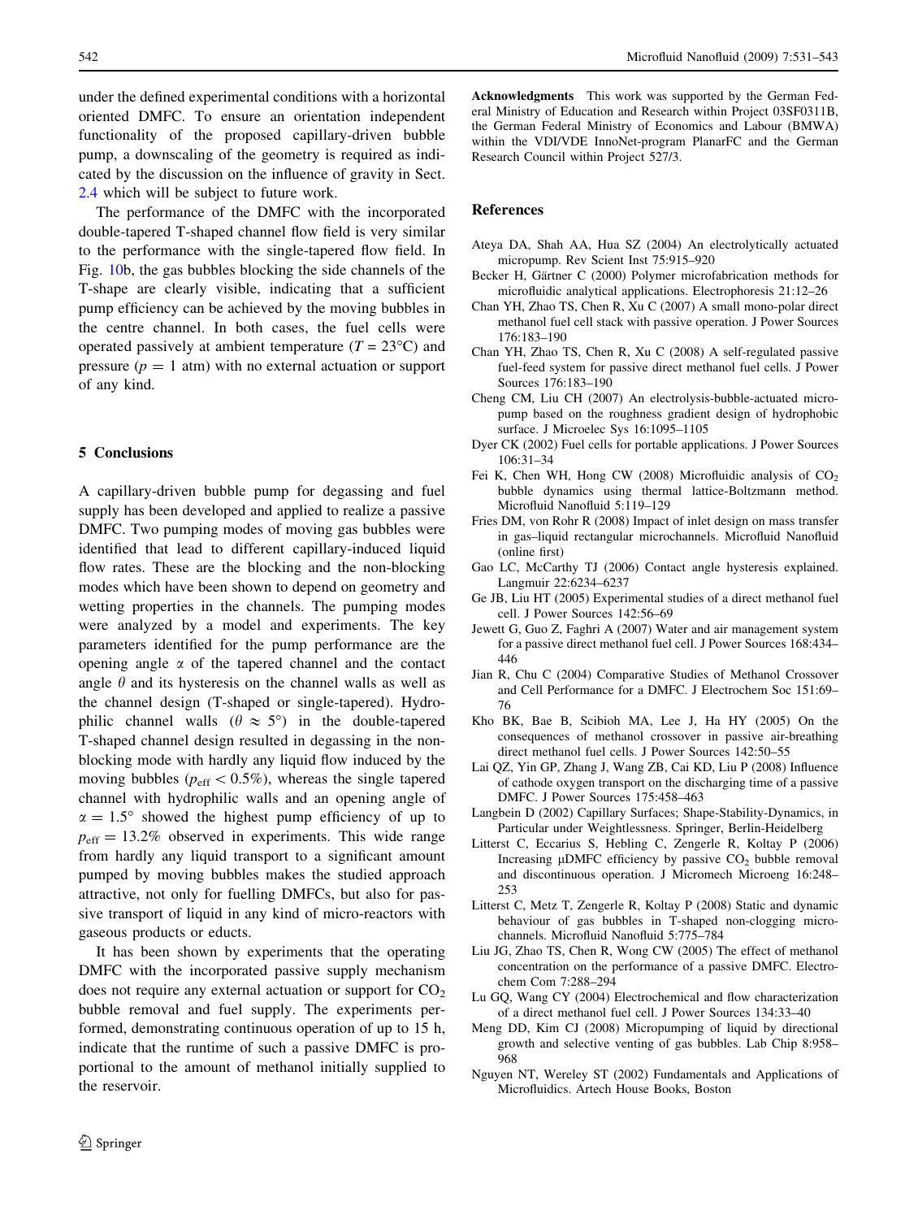under the defined experimental conditions with a horizontal oriented DMFC. To ensure an orientation independent functionality of the proposed capillary-driven bubble pump, a downscaling of the geometry is required as indicated by the discussion on the influence of gravity in Sect. 2.4 which will be subject to future work.

The performance of the DMFC with the incorporated double-tapered T-shaped channel flow field is very similar to the performance with the single-tapered flow field. In Fig. 10b, the gas bubbles blocking the side channels of the T-shape are clearly visible, indicating that a sufficient pump efficiency can be achieved by the moving bubbles in the centre channel. In both cases, the fuel cells were operated passively at ambient temperature ($T = 23°C$) and pressure ($p = 1$ atm) with no external actuation or support of any kind.

## 5 Conclusions

A capillary-driven bubble pump for degassing and fuel supply has been developed and applied to realize a passive DMFC. Two pumping modes of moving gas bubbles were identified that lead to different capillary-induced liquid flow rates. These are the blocking and the non-blocking modes which have been shown to depend on geometry and wetting properties in the channels. The pumping modes were analyzed by a model and experiments. The key parameters identified for the pump performance are the opening angle $\alpha$ of the tapered channel and the contact angle $\theta$ and its hysteresis on the channel walls as well as the channel design (T-shaped or single-tapered). Hydrophilic channel walls ($\theta \approx 5°$) in the double-tapered T-shaped channel design resulted in degassing in the non-blocking mode with hardly any liquid flow induced by the moving bubbles ($p_{eff} < 0.5\%$), whereas the single tapered channel with hydrophilic walls and an opening angle of $\alpha = 1.5°$ showed the highest pump efficiency of up to $p_{eff} = 13.2\%$ observed in experiments. This wide range from hardly any liquid transport to a significant amount pumped by moving bubbles makes the studied approach attractive, not only for fuelling DMFCs, but also for passive transport of liquid in any kind of micro-reactors with gaseous products or educts.

It has been shown by experiments that the operating DMFC with the incorporated passive supply mechanism does not require any external actuation or support for $CO_2$ bubble removal and fuel supply. The experiments performed, demonstrating continuous operation of up to 15 h, indicate that the runtime of such a passive DMFC is proportional to the amount of methanol initially supplied to the reservoir.

**Acknowledgments** This work was supported by the German Federal Ministry of Education and Research within Project 03SF0311B, the German Federal Ministry of Economics and Labour (BMWA) within the VDI/VDE InnoNet-program PlanarFC and the German Research Council within Project 527/3.

## References

Ateya DA, Shah AA, Hua SZ (2004) An electrolytically actuated micropump. Rev Scient Inst 75:915–920

Becker H, Gärtner C (2000) Polymer microfabrication methods for microfluidic analytical applications. Electrophoresis 21:12–26

Chan YH, Zhao TS, Chen R, Xu C (2007) A small mono-polar direct methanol fuel cell stack with passive operation. J Power Sources 176:183–190

Chan YH, Zhao TS, Chen R, Xu C (2008) A self-regulated passive fuel-feed system for passive direct methanol fuel cells. J Power Sources 176:183–190

Cheng CM, Liu CH (2007) An electrolysis-bubble-actuated micropump based on the roughness gradient design of hydrophobic surface. J Microelec Sys 16:1095–1105

Dyer CK (2002) Fuel cells for portable applications. J Power Sources 106:31–34

Fei K, Chen WH, Hong CW (2008) Microfluidic analysis of $CO_2$ bubble dynamics using thermal lattice-Boltzmann method. Microfluid Nanofluid 5:119–129

Fries DM, von Rohr R (2008) Impact of inlet design on mass transfer in gas–liquid rectangular microchannels. Microfluid Nanofluid (online first)

Gao LC, McCarthy TJ (2006) Contact angle hysteresis explained. Langmuir 22:6234–6237

Ge JB, Liu HT (2005) Experimental studies of a direct methanol fuel cell. J Power Sources 142:56–69

Jewett G, Guo Z, Faghri A (2007) Water and air management system for a passive direct methanol fuel cell. J Power Sources 168:434–446

Jian R, Chu C (2004) Comparative Studies of Methanol Crossover and Cell Performance for a DMFC. J Electrochem Soc 151:69–76

Kho BK, Bae B, Scibioh MA, Lee J, Ha HY (2005) On the consequences of methanol crossover in passive air-breathing direct methanol fuel cells. J Power Sources 142:50–55

Lai QZ, Yin GP, Zhang J, Wang ZB, Cai KD, Liu P (2008) Influence of cathode oxygen transport on the discharging time of a passive DMFC. J Power Sources 175:458–463

Langbein D (2002) Capillary Surfaces; Shape-Stability-Dynamics, in Particular under Weightlessness. Springer, Berlin-Heidelberg

Litterst C, Eccarius S, Hebling C, Zengerle R, Koltay P (2006) Increasing μDMFC efficiency by passive $CO_2$ bubble removal and discontinuous operation. J Micromech Microeng 16:248–253

Litterst C, Metz T, Zengerle R, Koltay P (2008) Static and dynamic behaviour of gas bubbles in T-shaped non-clogging microchannels. Microfluid Nanofluid 5:775–784

Liu JG, Zhao TS, Chen R, Wong CW (2005) The effect of methanol concentration on the performance of a passive DMFC. Electrochem Com 7:288–294

Lu GQ, Wang CY (2004) Electrochemical and flow characterization of a direct methanol fuel cell. J Power Sources 134:33–40

Meng DD, Kim CJ (2008) Micropumping of liquid by directional growth and selective venting of gas bubbles. Lab Chip 8:958–968

Nguyen NT, Wereley ST (2002) Fundamentals and Applications of Microfluidics. Artech House Books, Boston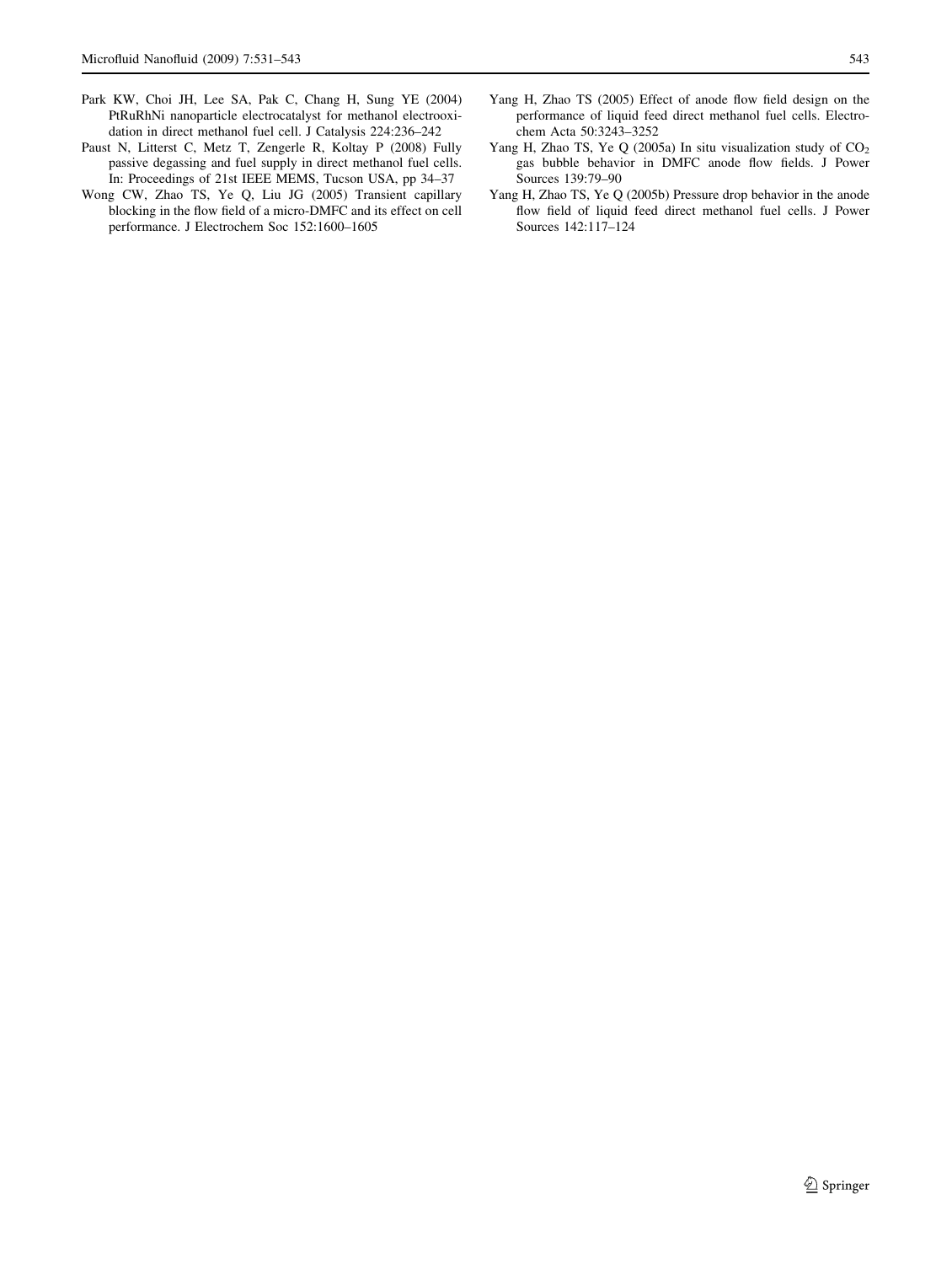Park KW, Choi JH, Lee SA, Pak C, Chang H, Sung YE (2004) PtRuRhNi nanoparticle electrocatalyst for methanol electrooxidation in direct methanol fuel cell. J Catalysis 224:236–242

Paust N, Litterst C, Metz T, Zengerle R, Koltay P (2008) Fully passive degassing and fuel supply in direct methanol fuel cells. In: Proceedings of 21st IEEE MEMS, Tucson USA, pp 34–37

Wong CW, Zhao TS, Ye Q, Liu JG (2005) Transient capillary blocking in the flow field of a micro-DMFC and its effect on cell performance. J Electrochem Soc 152:1600–1605

Yang H, Zhao TS (2005) Effect of anode flow field design on the performance of liquid feed direct methanol fuel cells. Electrochem Acta 50:3243–3252

Yang H, Zhao TS, Ye Q (2005a) In situ visualization study of $CO_2$ gas bubble behavior in DMFC anode flow fields. J Power Sources 139:79–90

Yang H, Zhao TS, Ye Q (2005b) Pressure drop behavior in the anode flow field of liquid feed direct methanol fuel cells. J Power Sources 142:117–124